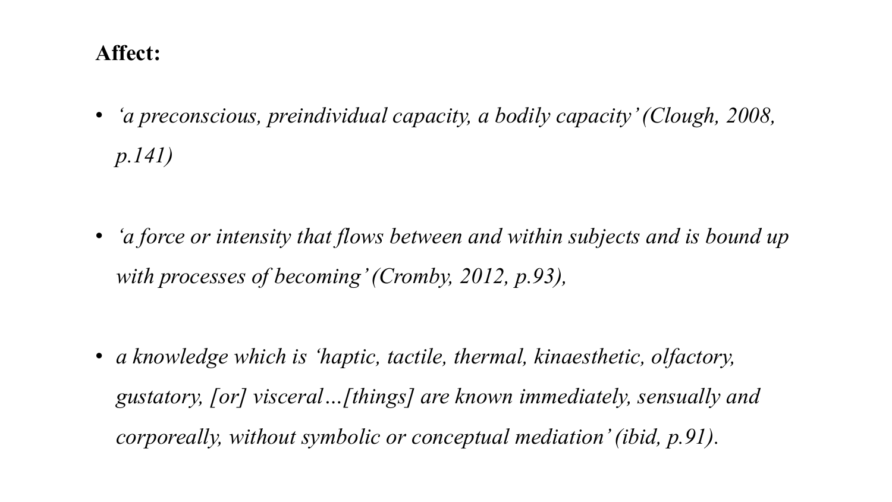**Affect:**

- *'a preconscious, preindividual capacity, a bodily capacity' (Clough, 2008, p.141)*

- *'a force or intensity that flows between and within subjects and is bound up with processes of becoming' (Cromby, 2012, p.93),*

- *a knowledge which is 'haptic, tactile, thermal, kinaesthetic, olfactory, gustatory, [or] visceral…[things] are known immediately, sensually and corporeally, without symbolic or conceptual mediation' (ibid, p.91).*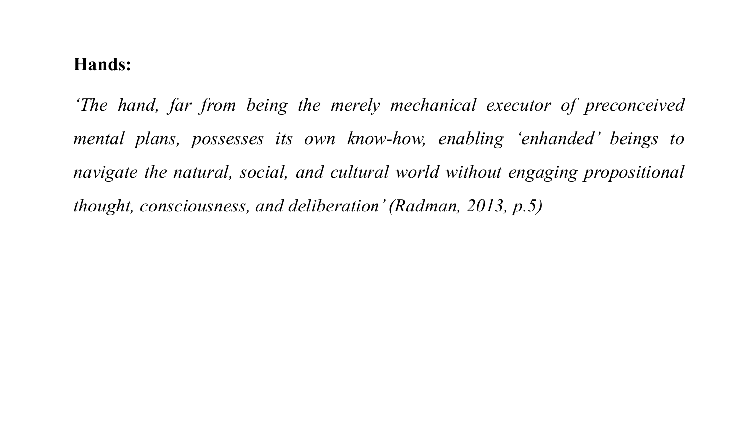**Hands:**

*‘The hand, far from being the merely mechanical executor of preconceived mental plans, possesses its own know-how, enabling ‘enhanded’ beings to navigate the natural, social, and cultural world without engaging propositional thought, consciousness, and deliberation’ (Radman, 2013, p.5)*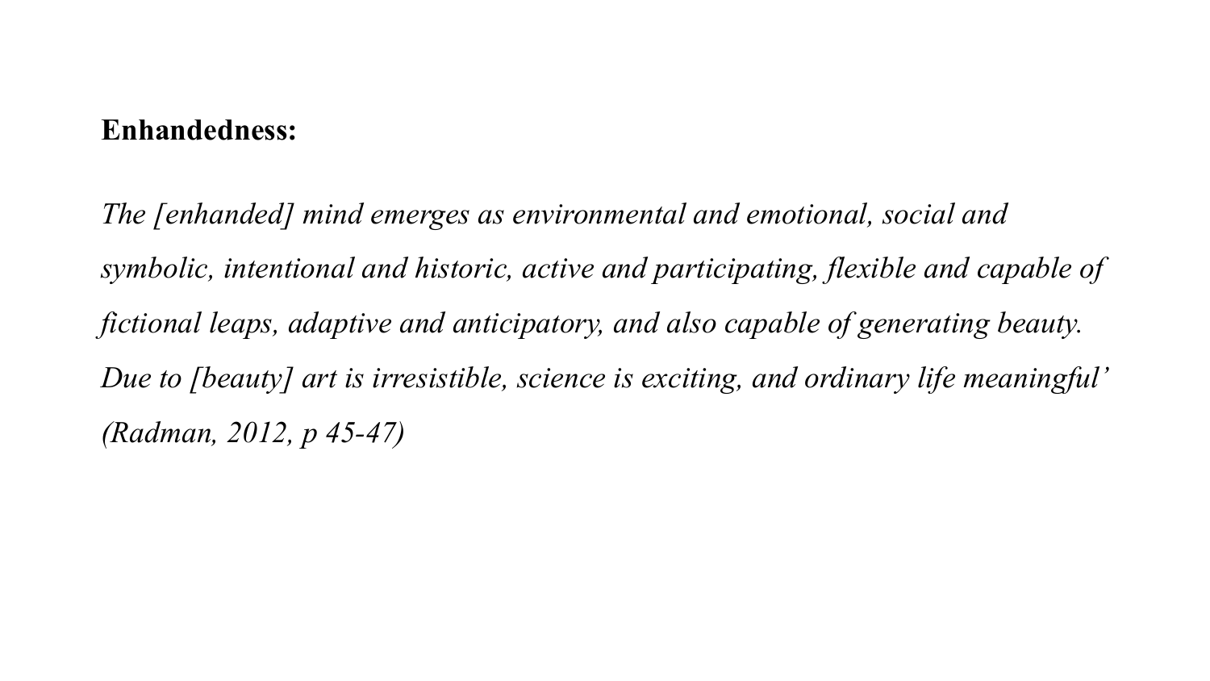**Enhandedness:**

*The [enhanded] mind emerges as environmental and emotional, social and symbolic, intentional and historic, active and participating, flexible and capable of fictional leaps, adaptive and anticipatory, and also capable of generating beauty. Due to [beauty] art is irresistible, science is exciting, and ordinary life meaningful' (Radman, 2012, p 45-47)*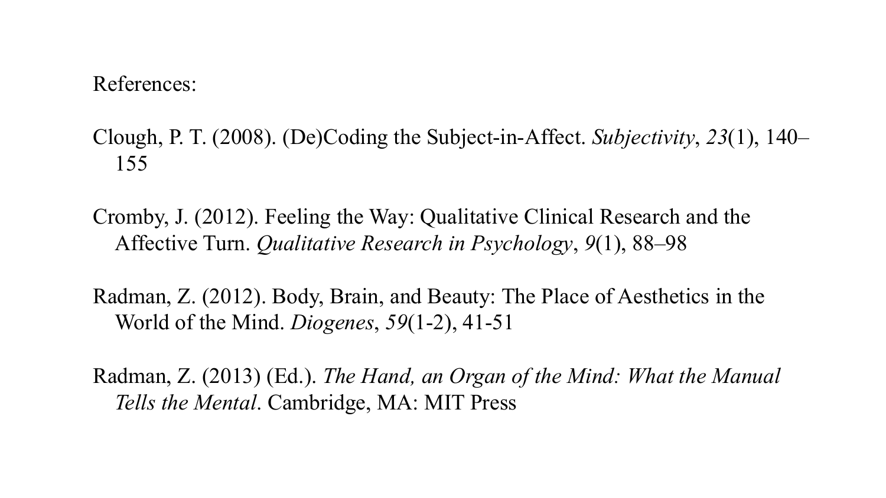References:

Clough, P. T. (2008). (De)Coding the Subject-in-Affect. *Subjectivity*, *23*(1), 140–155

Cromby, J. (2012). Feeling the Way: Qualitative Clinical Research and the Affective Turn. *Qualitative Research in Psychology*, *9*(1), 88–98

Radman, Z. (2012). Body, Brain, and Beauty: The Place of Aesthetics in the World of the Mind. *Diogenes*, *59*(1-2), 41-51

Radman, Z. (2013) (Ed.). *The Hand, an Organ of the Mind: What the Manual Tells the Mental*. Cambridge, MA: MIT Press